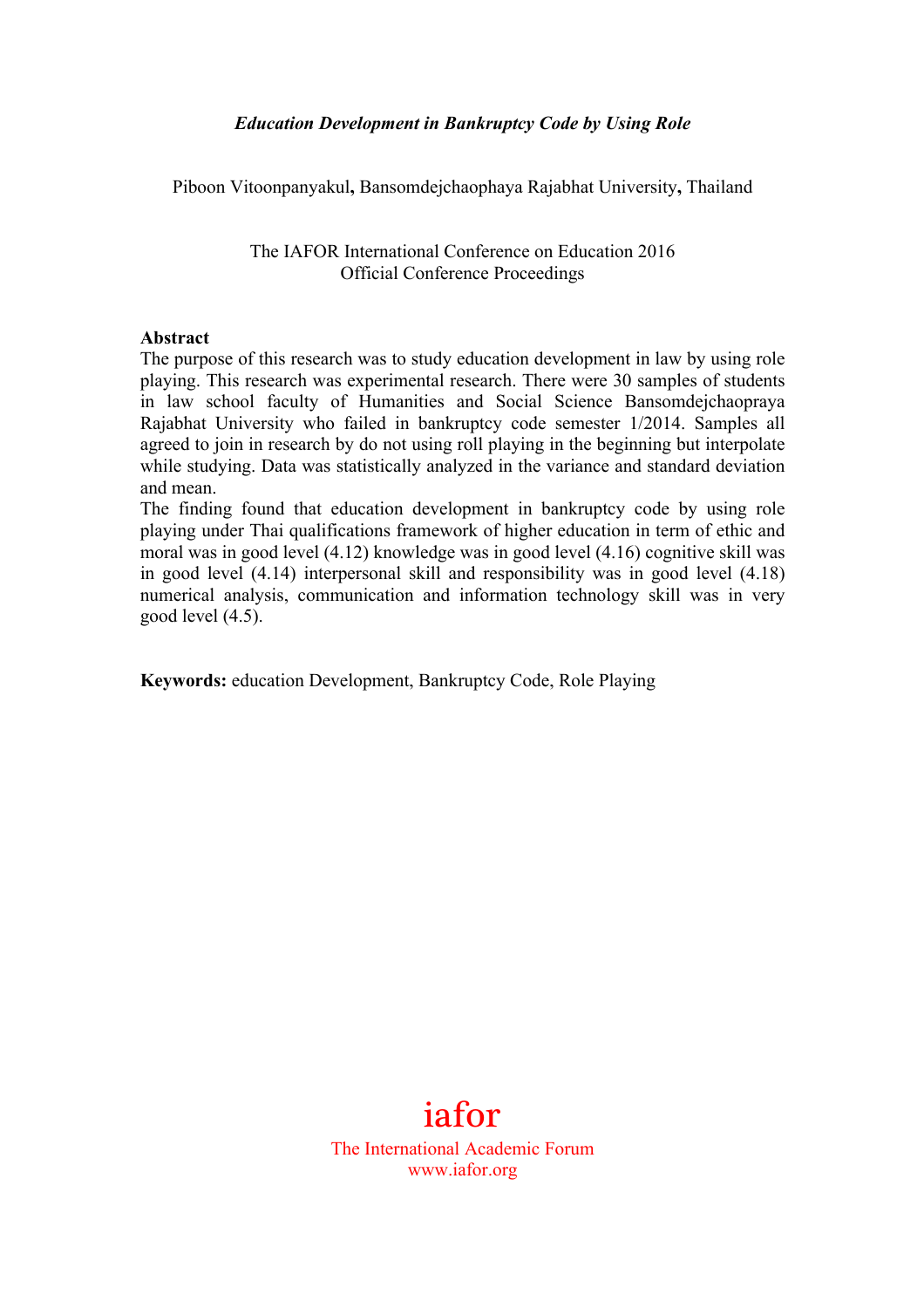***Education Development in Bankruptcy Code by Using Role***

Piboon Vitoonpanyakul**,** Bansomdejchaophaya Rajabhat University**,** Thailand

The IAFOR International Conference on Education 2016
Official Conference Proceedings

**Abstract**

The purpose of this research was to study education development in law by using role playing. This research was experimental research. There were 30 samples of students in law school faculty of Humanities and Social Science Bansomdejchaopraya Rajabhat University who failed in bankruptcy code semester 1/2014. Samples all agreed to join in research by do not using roll playing in the beginning but interpolate while studying. Data was statistically analyzed in the variance and standard deviation and mean.

The finding found that education development in bankruptcy code by using role playing under Thai qualifications framework of higher education in term of ethic and moral was in good level (4.12) knowledge was in good level (4.16) cognitive skill was in good level (4.14) interpersonal skill and responsibility was in good level (4.18) numerical analysis, communication and information technology skill was in very good level (4.5).

**Keywords:** education Development, Bankruptcy Code, Role Playing

iafor

The International Academic Forum
www.iafor.org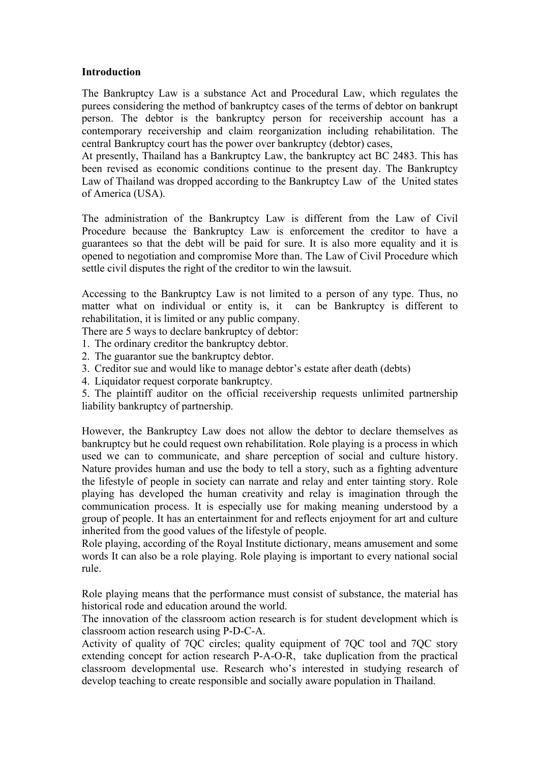**Introduction**

The Bankruptcy Law is a substance Act and Procedural Law, which regulates the purees considering the method of bankruptcy cases of the terms of debtor on bankrupt person. The debtor is the bankruptcy person for receivership account has a contemporary receivership and claim reorganization including rehabilitation. The central Bankruptcy court has the power over bankruptcy (debtor) cases,
At presently, Thailand has a Bankruptcy Law, the bankruptcy act BC 2483. This has been revised as economic conditions continue to the present day. The Bankruptcy Law of Thailand was dropped according to the Bankruptcy Law of the United states of America (USA).

The administration of the Bankruptcy Law is different from the Law of Civil Procedure because the Bankruptcy Law is enforcement the creditor to have a guarantees so that the debt will be paid for sure. It is also more equality and it is opened to negotiation and compromise More than. The Law of Civil Procedure which settle civil disputes the right of the creditor to win the lawsuit.

Accessing to the Bankruptcy Law is not limited to a person of any type. Thus, no matter what on individual or entity is, it can be Bankruptcy is different to rehabilitation, it is limited or any public company.
There are 5 ways to declare bankruptcy of debtor:
1. The ordinary creditor the bankruptcy debtor.
2. The guarantor sue the bankruptcy debtor.
3. Creditor sue and would like to manage debtor's estate after death (debts)
4. Liquidator request corporate bankruptcy.
5. The plaintiff auditor on the official receivership requests unlimited partnership liability bankruptcy of partnership.

However, the Bankruptcy Law does not allow the debtor to declare themselves as bankruptcy but he could request own rehabilitation. Role playing is a process in which used we can to communicate, and share perception of social and culture history. Nature provides human and use the body to tell a story, such as a fighting adventure the lifestyle of people in society can narrate and relay and enter tainting story. Role playing has developed the human creativity and relay is imagination through the communication process. It is especially use for making meaning understood by a group of people. It has an entertainment for and reflects enjoyment for art and culture inherited from the good values of the lifestyle of people.
Role playing, according of the Royal Institute dictionary, means amusement and some words It can also be a role playing. Role playing is important to every national social rule.

Role playing means that the performance must consist of substance, the material has historical rode and education around the world.
The innovation of the classroom action research is for student development which is classroom action research using P-D-C-A.
Activity of quality of 7QC circles; quality equipment of 7QC tool and 7QC story extending concept for action research P-A-O-R, take duplication from the practical classroom developmental use. Research who's interested in studying research of develop teaching to create responsible and socially aware population in Thailand.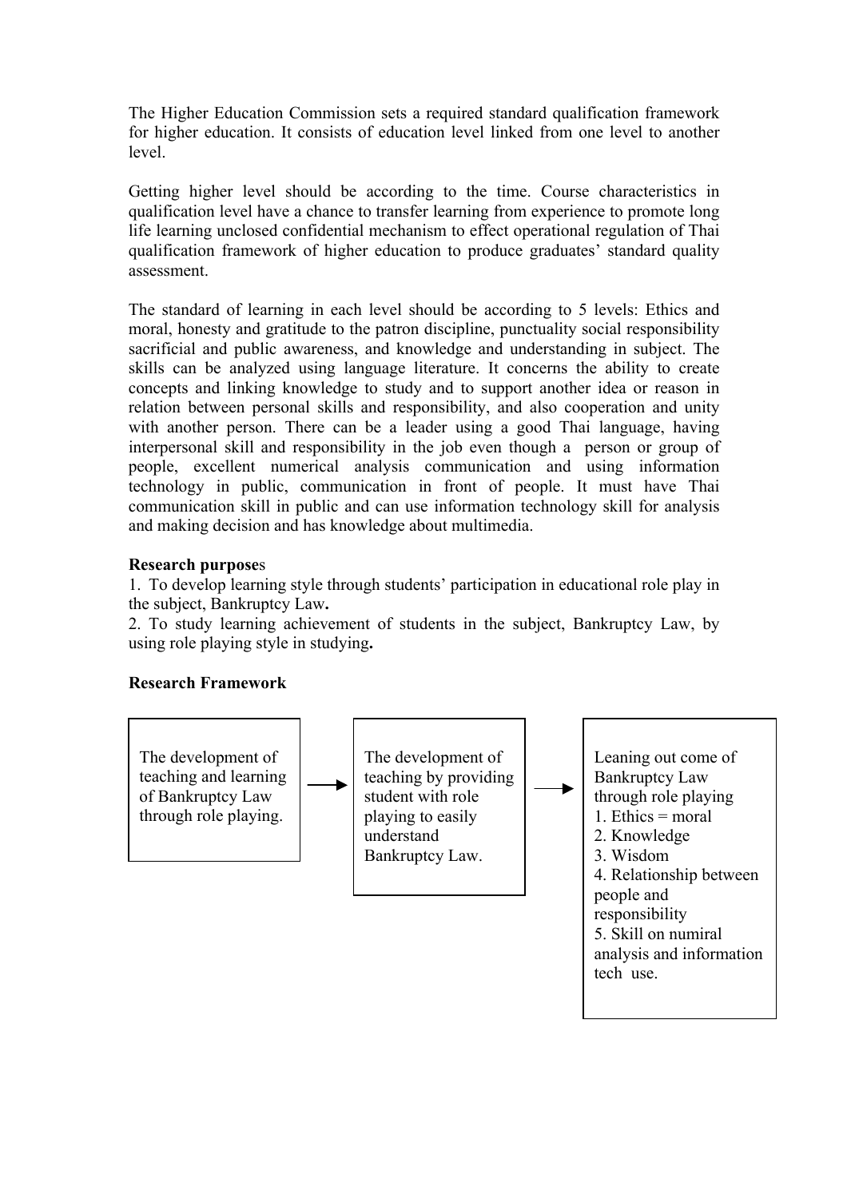The Higher Education Commission sets a required standard qualification framework for higher education. It consists of education level linked from one level to another level.

Getting higher level should be according to the time. Course characteristics in qualification level have a chance to transfer learning from experience to promote long life learning unclosed confidential mechanism to effect operational regulation of Thai qualification framework of higher education to produce graduates' standard quality assessment.

The standard of learning in each level should be according to 5 levels: Ethics and moral, honesty and gratitude to the patron discipline, punctuality social responsibility sacrificial and public awareness, and knowledge and understanding in subject. The skills can be analyzed using language literature. It concerns the ability to create concepts and linking knowledge to study and to support another idea or reason in relation between personal skills and responsibility, and also cooperation and unity with another person. There can be a leader using a good Thai language, having interpersonal skill and responsibility in the job even though a person or group of people, excellent numerical analysis communication and using information technology in public, communication in front of people. It must have Thai communication skill in public and can use information technology skill for analysis and making decision and has knowledge about multimedia.

**Research purposes**

1. To develop learning style through students' participation in educational role play in the subject, Bankruptcy Law**.**
2. To study learning achievement of students in the subject, Bankruptcy Law, by using role playing style in studying**.**

**Research Framework**

| The development of teaching and learning of Bankruptcy Law through role playing. | → | The development of teaching by providing student with role playing to easily understand Bankruptcy Law. | → | Leaning out come of Bankruptcy Law through role playing<br>1. Ethics = moral<br>2. Knowledge<br>3. Wisdom<br>4. Relationship between people and responsibility<br>5. Skill on numiral analysis and information tech use. |
|---|---|---|---|---|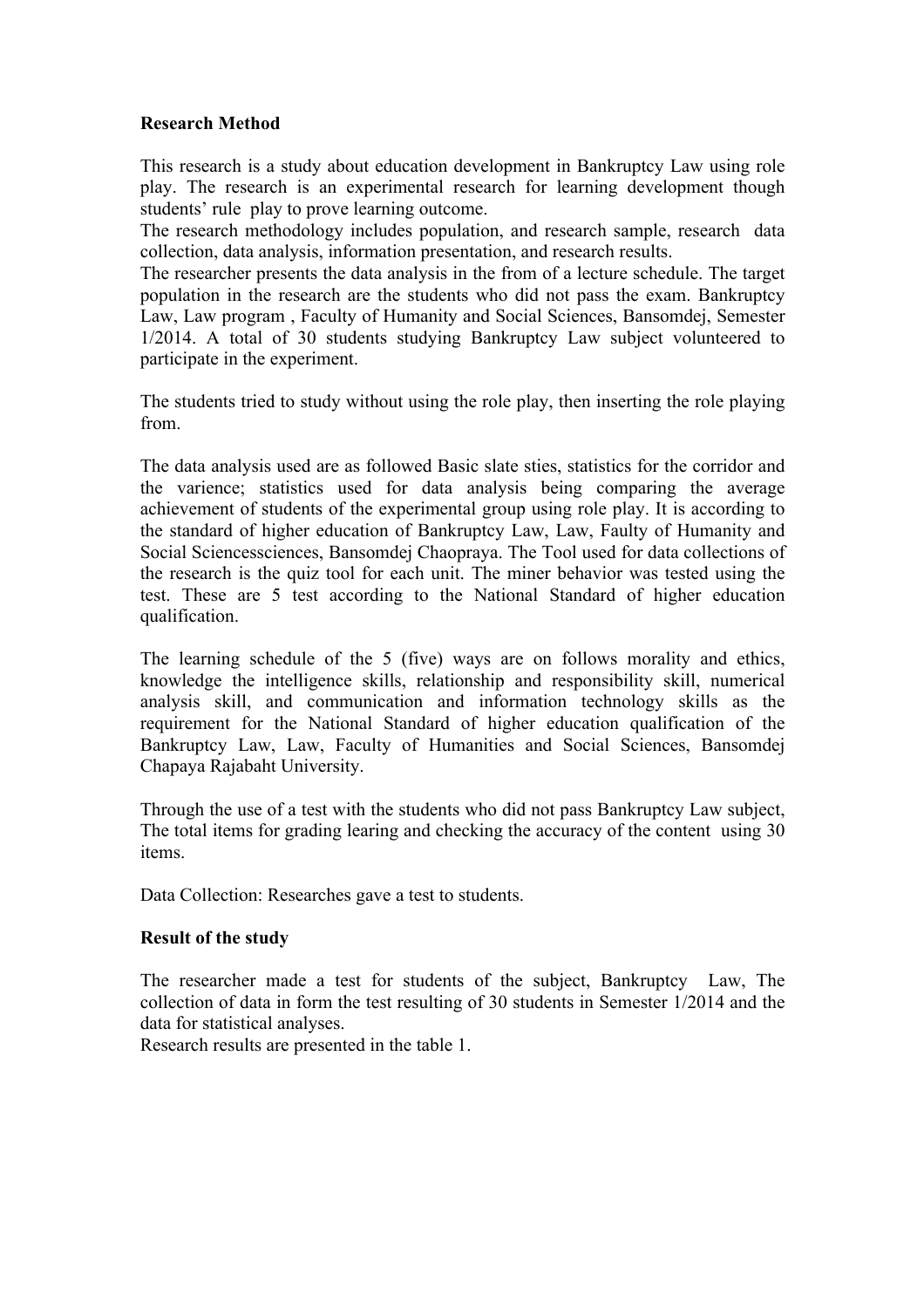**Research Method**

This research is a study about education development in Bankruptcy Law using role play. The research is an experimental research for learning development though students' rule play to prove learning outcome.
The research methodology includes population, and research sample, research data collection, data analysis, information presentation, and research results.
The researcher presents the data analysis in the from of a lecture schedule. The target population in the research are the students who did not pass the exam. Bankruptcy Law, Law program , Faculty of Humanity and Social Sciences, Bansomdej, Semester 1/2014. A total of 30 students studying Bankruptcy Law subject volunteered to participate in the experiment.

The students tried to study without using the role play, then inserting the role playing from.

The data analysis used are as followed Basic slate sties, statistics for the corridor and the varience; statistics used for data analysis being comparing the average achievement of students of the experimental group using role play. It is according to the standard of higher education of Bankruptcy Law, Law, Faulty of Humanity and Social Sciencessciences, Bansomdej Chaopraya. The Tool used for data collections of the research is the quiz tool for each unit. The miner behavior was tested using the test. These are 5 test according to the National Standard of higher education qualification.

The learning schedule of the 5 (five) ways are on follows morality and ethics, knowledge the intelligence skills, relationship and responsibility skill, numerical analysis skill, and communication and information technology skills as the requirement for the National Standard of higher education qualification of the Bankruptcy Law, Law, Faculty of Humanities and Social Sciences, Bansomdej Chapaya Rajabaht University.

Through the use of a test with the students who did not pass Bankruptcy Law subject, The total items for grading learing and checking the accuracy of the content using 30 items.

Data Collection: Researches gave a test to students.

**Result of the study**

The researcher made a test for students of the subject, Bankruptcy Law, The collection of data in form the test resulting of 30 students in Semester 1/2014 and the data for statistical analyses.
Research results are presented in the table 1.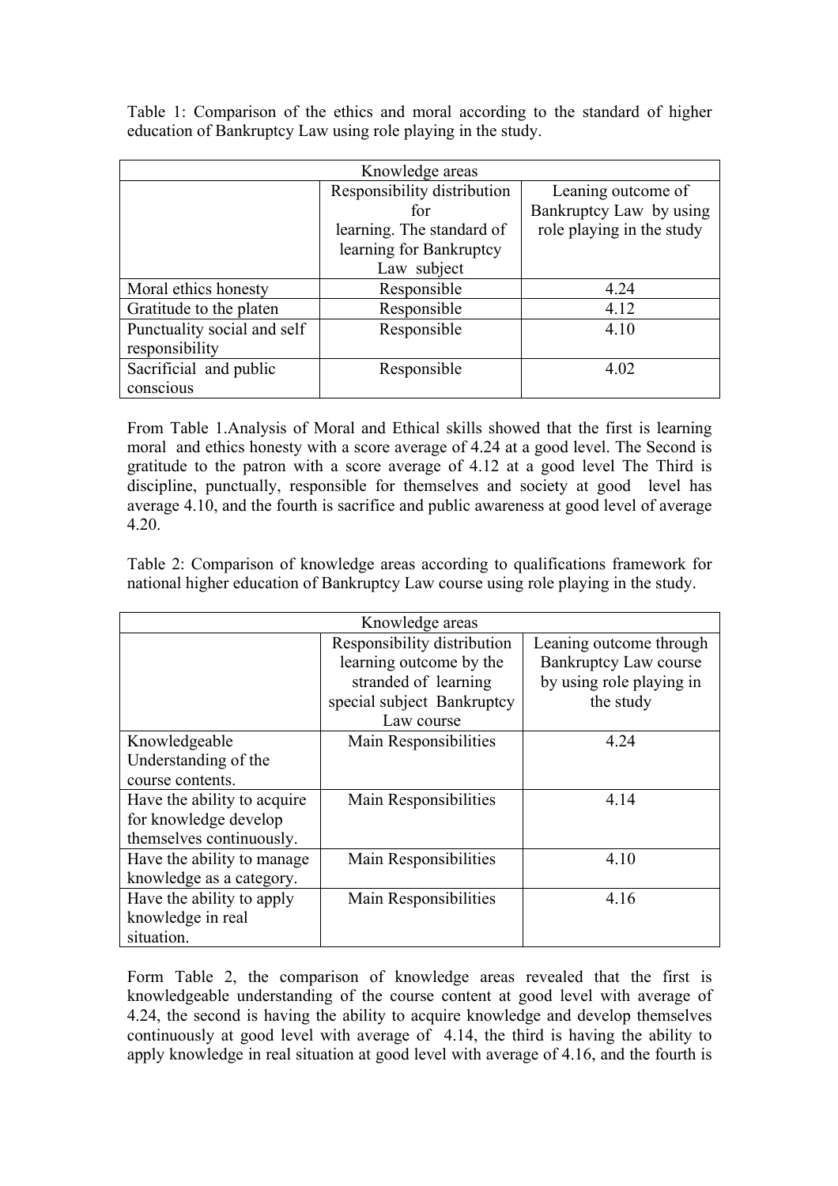Table 1: Comparison of the ethics and moral according to the standard of higher education of Bankruptcy Law using role playing in the study.

| Knowledge areas | | |
|---|---|---|
| | Responsibility distribution for learning. The standard of learning for Bankruptcy Law subject | Leaning outcome of Bankruptcy Law by using role playing in the study |
| Moral ethics honesty | Responsible | 4.24 |
| Gratitude to the platen | Responsible | 4.12 |
| Punctuality social and self responsibility | Responsible | 4.10 |
| Sacrificial and public conscious | Responsible | 4.02 |

From Table 1.Analysis of Moral and Ethical skills showed that the first is learning moral and ethics honesty with a score average of 4.24 at a good level. The Second is gratitude to the patron with a score average of 4.12 at a good level The Third is discipline, punctually, responsible for themselves and society at good level has average 4.10, and the fourth is sacrifice and public awareness at good level of average 4.20.

Table 2: Comparison of knowledge areas according to qualifications framework for national higher education of Bankruptcy Law course using role playing in the study.

| Knowledge areas | | |
|---|---|---|
| | Responsibility distribution learning outcome by the stranded of learning special subject Bankruptcy Law course | Leaning outcome through Bankruptcy Law course by using role playing in the study |
| Knowledgeable Understanding of the course contents. | Main Responsibilities | 4.24 |
| Have the ability to acquire for knowledge develop themselves continuously. | Main Responsibilities | 4.14 |
| Have the ability to manage knowledge as a category. | Main Responsibilities | 4.10 |
| Have the ability to apply knowledge in real situation. | Main Responsibilities | 4.16 |

Form Table 2, the comparison of knowledge areas revealed that the first is knowledgeable understanding of the course content at good level with average of 4.24, the second is having the ability to acquire knowledge and develop themselves continuously at good level with average of 4.14, the third is having the ability to apply knowledge in real situation at good level with average of 4.16, and the fourth is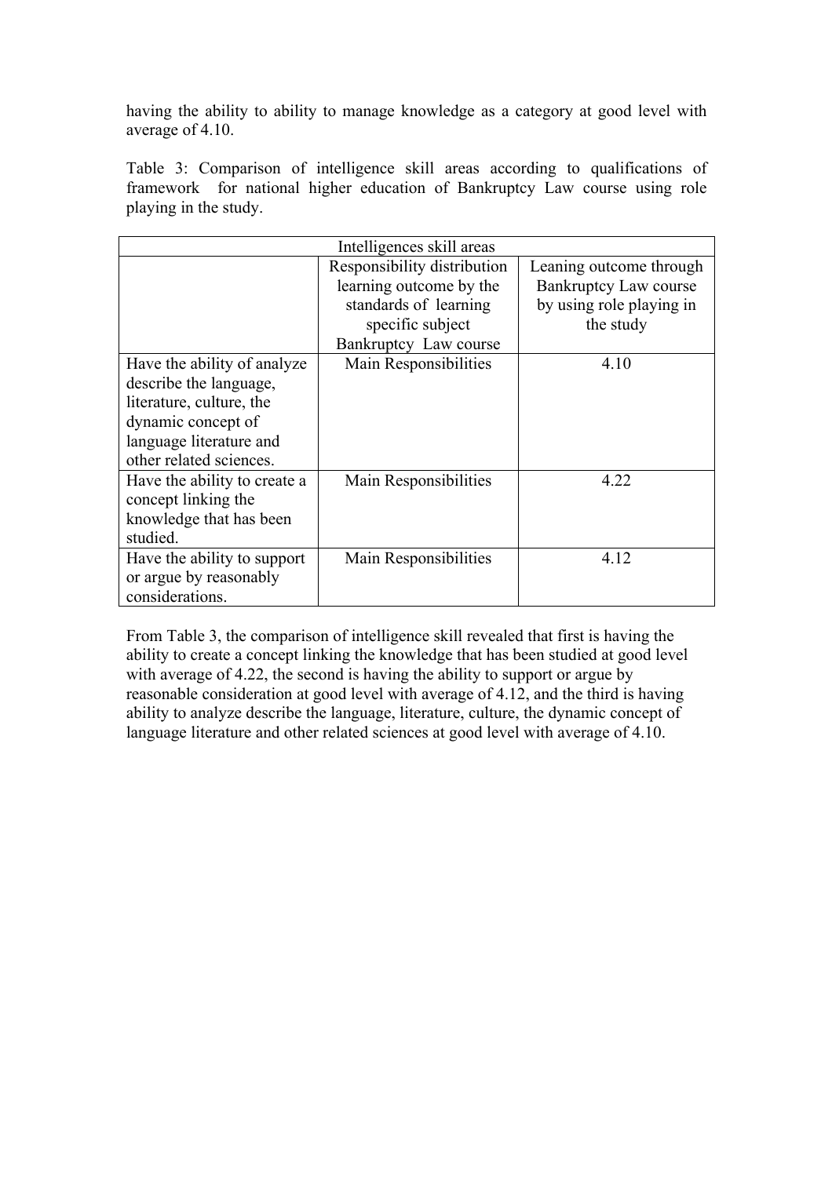having the ability to ability to manage knowledge as a category at good level with average of 4.10.

Table 3: Comparison of intelligence skill areas according to qualifications of framework for national higher education of Bankruptcy Law course using role playing in the study.

| Intelligences skill areas | | |
|---|---|---|
| | Responsibility distribution learning outcome by the standards of learning specific subject Bankruptcy Law course | Leaning outcome through Bankruptcy Law course by using role playing in the study |
| Have the ability of analyze describe the language, literature, culture, the dynamic concept of language literature and other related sciences. | Main Responsibilities | 4.10 |
| Have the ability to create a concept linking the knowledge that has been studied. | Main Responsibilities | 4.22 |
| Have the ability to support or argue by reasonably considerations. | Main Responsibilities | 4.12 |

From Table 3, the comparison of intelligence skill revealed that first is having the ability to create a concept linking the knowledge that has been studied at good level with average of 4.22, the second is having the ability to support or argue by reasonable consideration at good level with average of 4.12, and the third is having ability to analyze describe the language, literature, culture, the dynamic concept of language literature and other related sciences at good level with average of 4.10.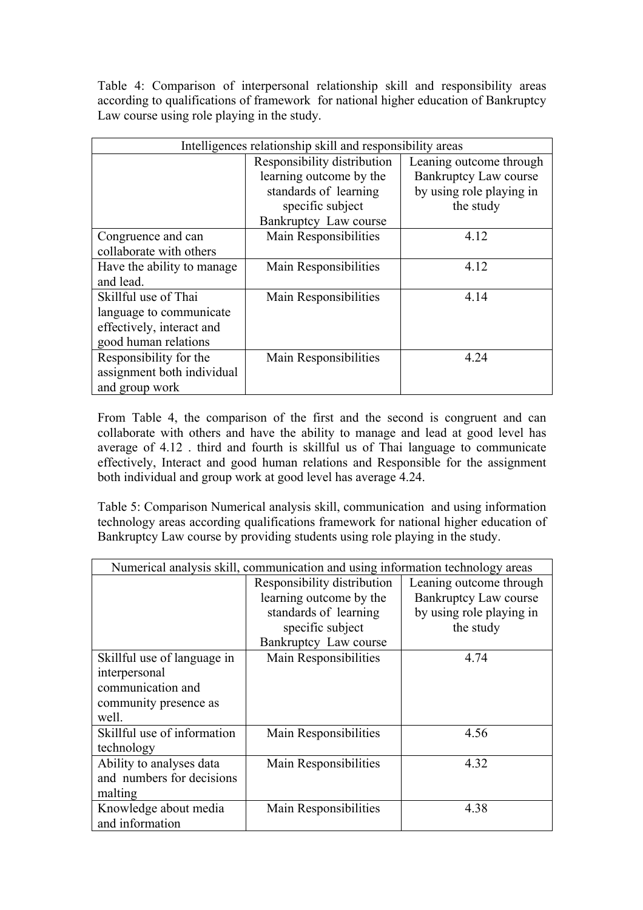Table 4: Comparison of interpersonal relationship skill and responsibility areas according to qualifications of framework for national higher education of Bankruptcy Law course using role playing in the study.

| Intelligences relationship skill and responsibility areas | | |
|---|---|---|
| | Responsibility distribution learning outcome by the standards of learning specific subject Bankruptcy Law course | Leaning outcome through Bankruptcy Law course by using role playing in the study |
| Congruence and can collaborate with others | Main Responsibilities | 4.12 |
| Have the ability to manage and lead. | Main Responsibilities | 4.12 |
| Skillful use of Thai language to communicate effectively, interact and good human relations | Main Responsibilities | 4.14 |
| Responsibility for the assignment both individual and group work | Main Responsibilities | 4.24 |

From Table 4, the comparison of the first and the second is congruent and can collaborate with others and have the ability to manage and lead at good level has average of 4.12 . third and fourth is skillful us of Thai language to communicate effectively, Interact and good human relations and Responsible for the assignment both individual and group work at good level has average 4.24.

Table 5: Comparison Numerical analysis skill, communication and using information technology areas according qualifications framework for national higher education of Bankruptcy Law course by providing students using role playing in the study.

| Numerical analysis skill, communication and using information technology areas | | |
|---|---|---|
| | Responsibility distribution learning outcome by the standards of learning specific subject Bankruptcy Law course | Leaning outcome through Bankruptcy Law course by using role playing in the study |
| Skillful use of language in interpersonal communication and community presence as well. | Main Responsibilities | 4.74 |
| Skillful use of information technology | Main Responsibilities | 4.56 |
| Ability to analyses data and numbers for decisions malting | Main Responsibilities | 4.32 |
| Knowledge about media and information | Main Responsibilities | 4.38 |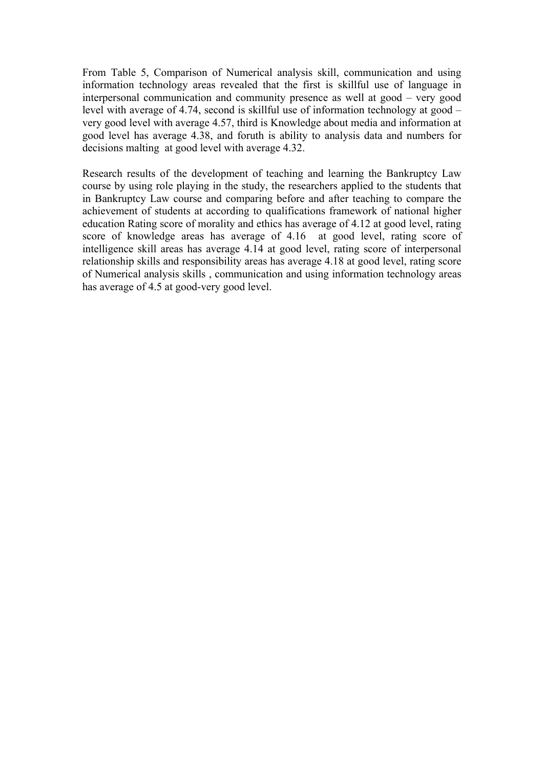From Table 5, Comparison of Numerical analysis skill, communication and using information technology areas revealed that the first is skillful use of language in interpersonal communication and community presence as well at good – very good level with average of 4.74, second is skillful use of information technology at good – very good level with average 4.57, third is Knowledge about media and information at good level has average 4.38, and foruth is ability to analysis data and numbers for decisions malting at good level with average 4.32.

Research results of the development of teaching and learning the Bankruptcy Law course by using role playing in the study, the researchers applied to the students that in Bankruptcy Law course and comparing before and after teaching to compare the achievement of students at according to qualifications framework of national higher education Rating score of morality and ethics has average of 4.12 at good level, rating score of knowledge areas has average of 4.16 at good level, rating score of intelligence skill areas has average 4.14 at good level, rating score of interpersonal relationship skills and responsibility areas has average 4.18 at good level, rating score of Numerical analysis skills , communication and using information technology areas has average of 4.5 at good-very good level.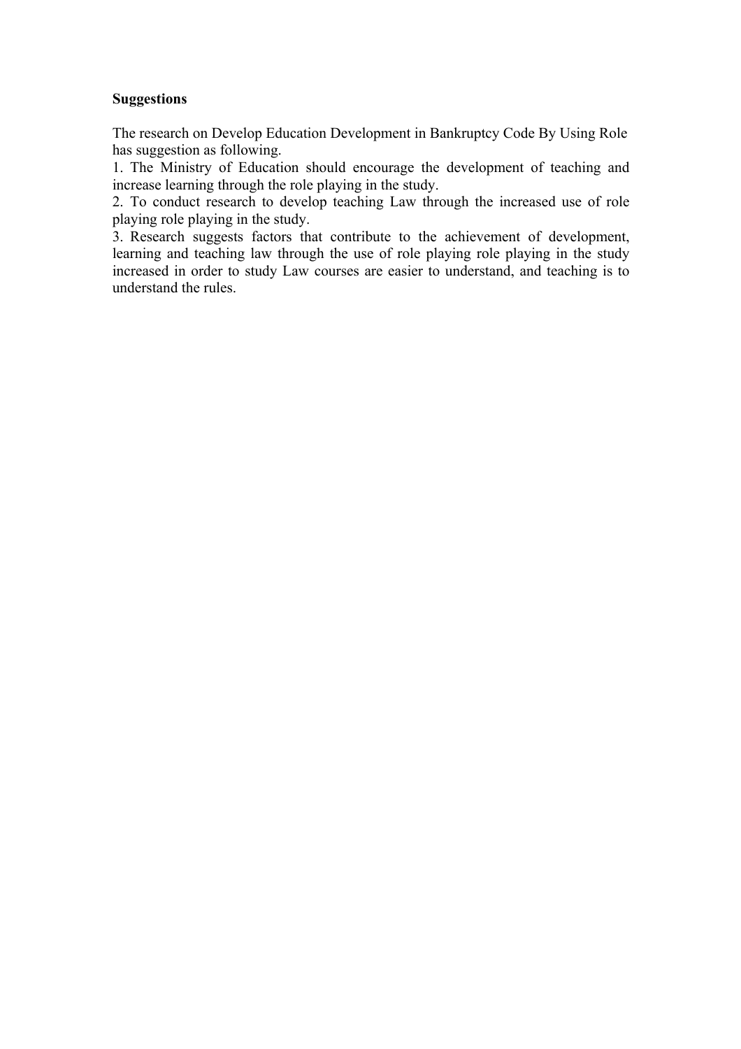**Suggestions**

The research on Develop Education Development in Bankruptcy Code By Using Role has suggestion as following.

1. The Ministry of Education should encourage the development of teaching and increase learning through the role playing in the study.
2. To conduct research to develop teaching Law through the increased use of role playing role playing in the study.
3. Research suggests factors that contribute to the achievement of development, learning and teaching law through the use of role playing role playing in the study increased in order to study Law courses are easier to understand, and teaching is to understand the rules.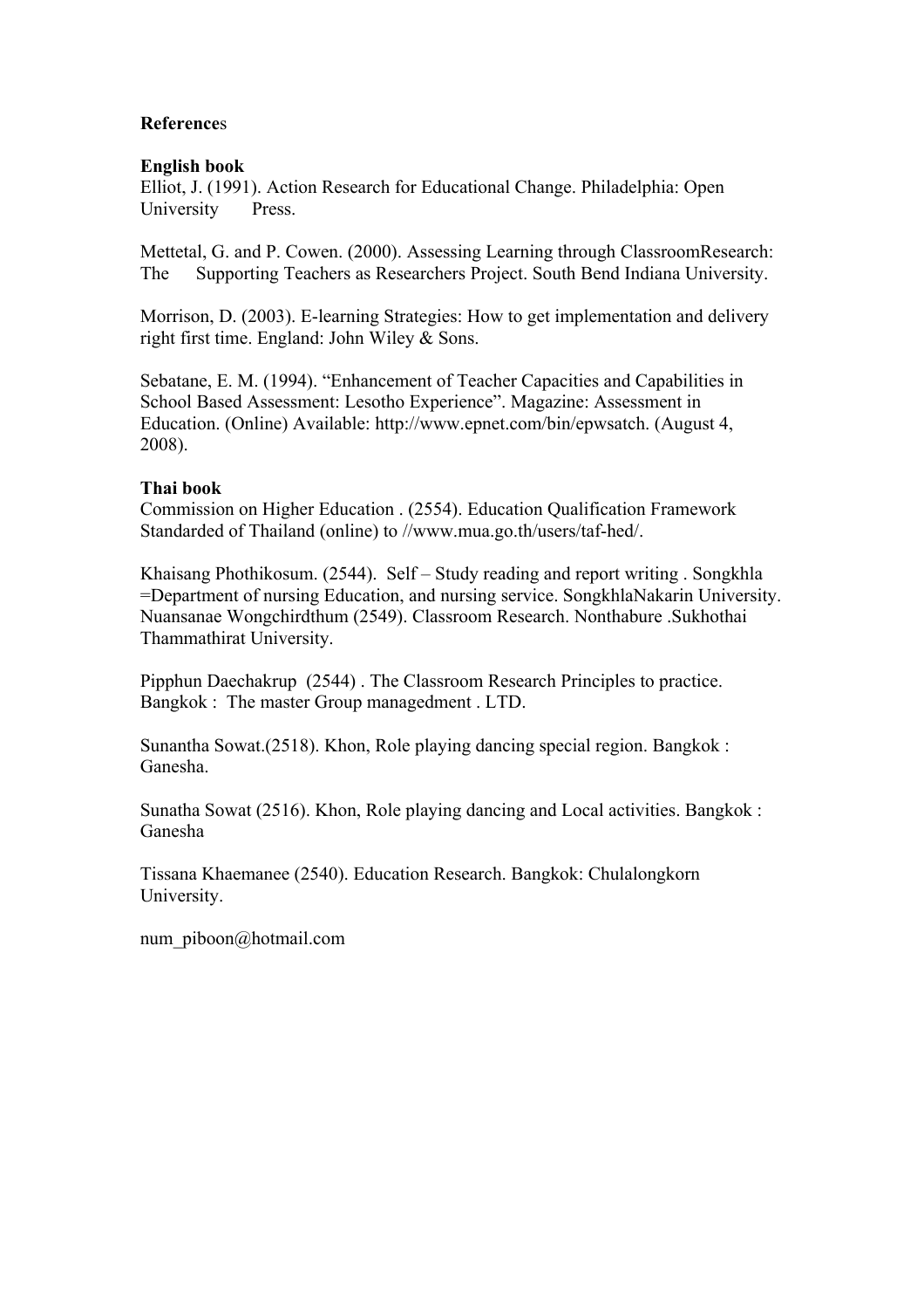**References**

**English book**
Elliot, J. (1991). Action Research for Educational Change. Philadelphia: Open University Press.

Mettetal, G. and P. Cowen. (2000). Assessing Learning through ClassroomResearch: The Supporting Teachers as Researchers Project. South Bend Indiana University.

Morrison, D. (2003). E-learning Strategies: How to get implementation and delivery right first time. England: John Wiley & Sons.

Sebatane, E. M. (1994). "Enhancement of Teacher Capacities and Capabilities in School Based Assessment: Lesotho Experience". Magazine: Assessment in Education. (Online) Available: http://www.epnet.com/bin/epwsatch. (August 4, 2008).

**Thai book**
Commission on Higher Education . (2554). Education Qualification Framework Standarded of Thailand (online) to //www.mua.go.th/users/taf-hed/.

Khaisang Phothikosum. (2544). Self – Study reading and report writing . Songkhla =Department of nursing Education, and nursing service. SongkhlaNakarin University.
Nuansanae Wongchirdthum (2549). Classroom Research. Nonthabure .Sukhothai Thammathirat University.

Pipphun Daechakrup (2544) . The Classroom Research Principles to practice. Bangkok : The master Group managedment . LTD.

Sunantha Sowat.(2518). Khon, Role playing dancing special region. Bangkok : Ganesha.

Sunatha Sowat (2516). Khon, Role playing dancing and Local activities. Bangkok : Ganesha

Tissana Khaemanee (2540). Education Research. Bangkok: Chulalongkorn University.

num_piboon@hotmail.com